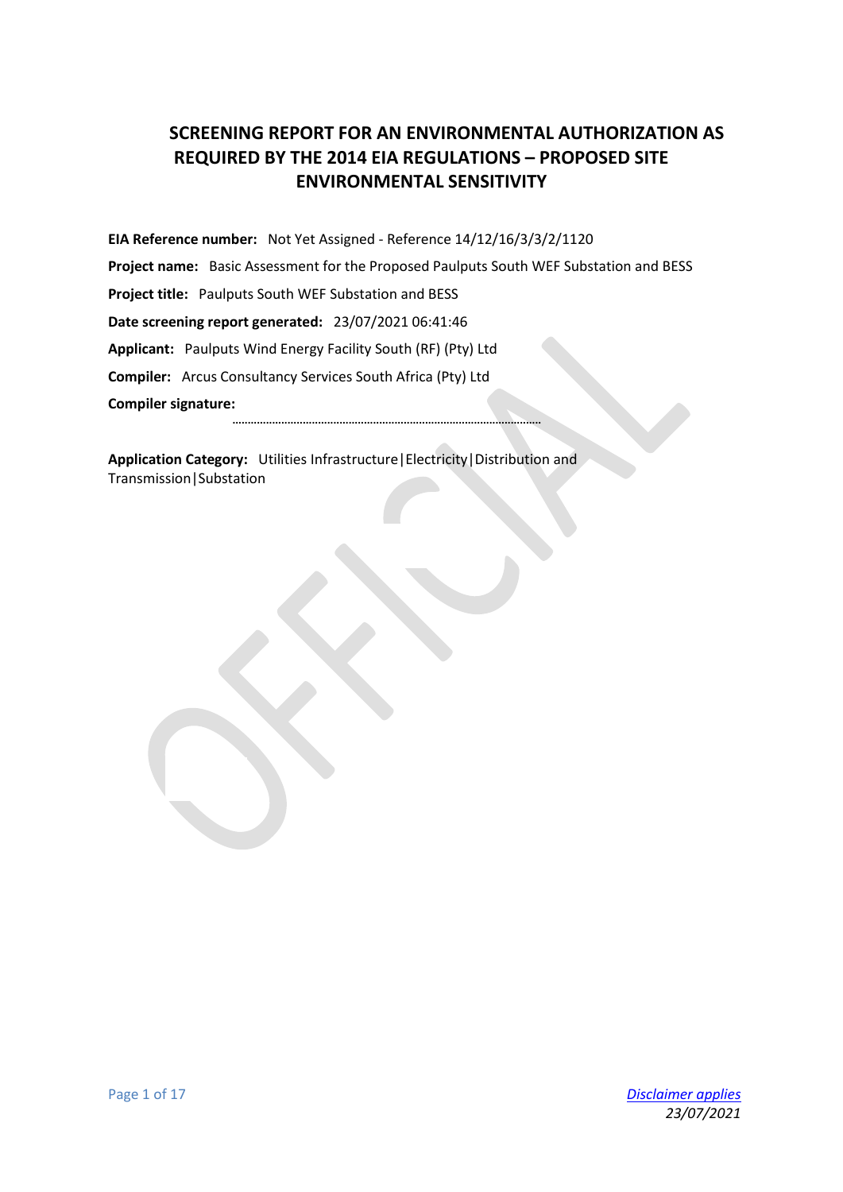# SCREENING REPORT FOR AN ENVIRONMENTAL AUTHORIZATION AS REQUIRED BY THE 2014 EIA REGULATIONS – PROPOSED SITE ENVIRONMENTAL SENSITIVITY

**EIA Reference number:** Not Yet Assigned - Reference 14/12/16/3/3/2/1120

**Project name:** Basic Assessment for the Proposed Paulputs South WEF Substation and BESS

**Project title:** Paulputs South WEF Substation and BESS

**Date screening report generated:** 23/07/2021 06:41:46

**Applicant:** Paulputs Wind Energy Facility South (RF) (Pty) Ltd

**Compiler:** Arcus Consultancy Services South Africa (Pty) Ltd

**Compiler signature:** ……………………………………………………………………………………

**Application Category:** Utilities Infrastructure|Electricity|Distribution and Transmission|Substation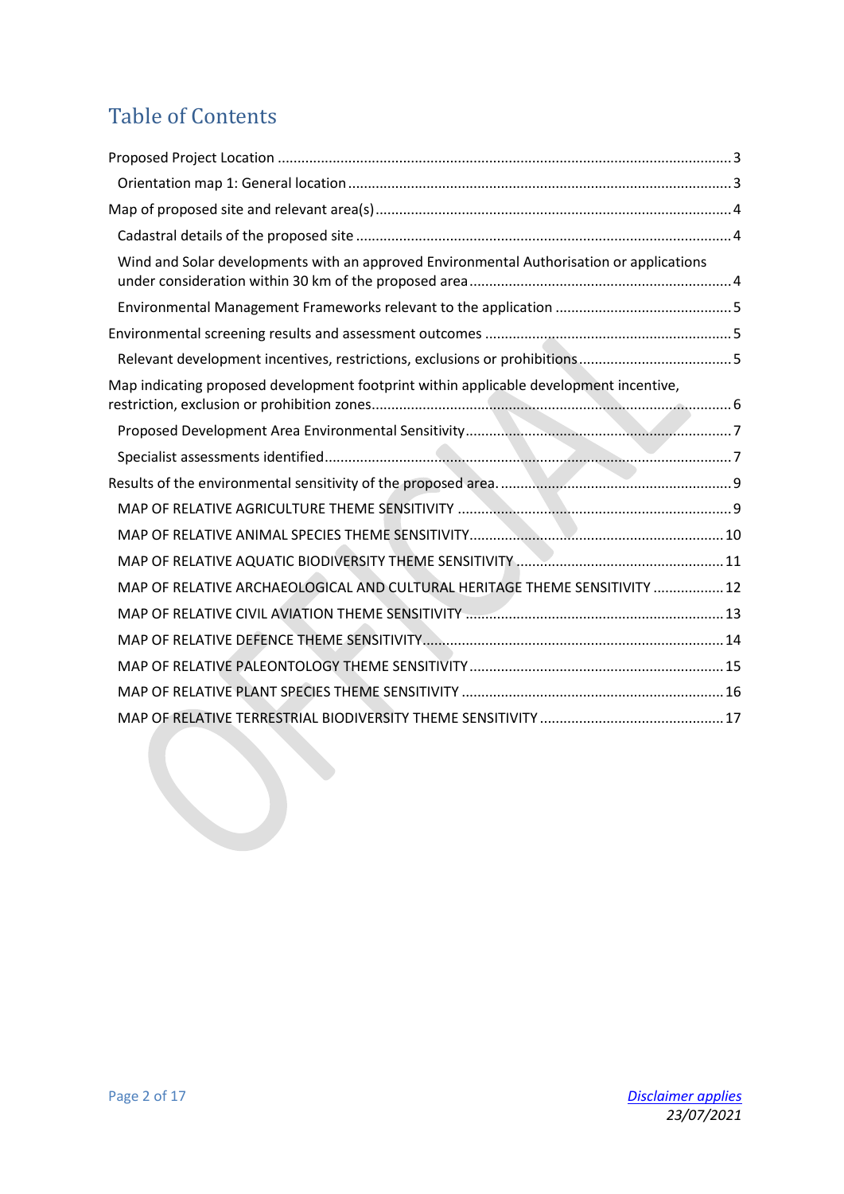# Table of Contents

- Proposed Project Location ........ 3
  - Orientation map 1: General location ........ 3
- Map of proposed site and relevant area(s) ........ 4
  - Cadastral details of the proposed site ........ 4
  - Wind and Solar developments with an approved Environmental Authorisation or applications under consideration within 30 km of the proposed area ........ 4
  - Environmental Management Frameworks relevant to the application ........ 5
- Environmental screening results and assessment outcomes ........ 5
  - Relevant development incentives, restrictions, exclusions or prohibitions ........ 5
- Map indicating proposed development footprint within applicable development incentive, restriction, exclusion or prohibition zones ........ 6
  - Proposed Development Area Environmental Sensitivity ........ 7
  - Specialist assessments identified ........ 7
- Results of the environmental sensitivity of the proposed area. ........ 9
  - MAP OF RELATIVE AGRICULTURE THEME SENSITIVITY ........ 9
  - MAP OF RELATIVE ANIMAL SPECIES THEME SENSITIVITY ........ 10
  - MAP OF RELATIVE AQUATIC BIODIVERSITY THEME SENSITIVITY ........ 11
  - MAP OF RELATIVE ARCHAEOLOGICAL AND CULTURAL HERITAGE THEME SENSITIVITY ........ 12
  - MAP OF RELATIVE CIVIL AVIATION THEME SENSITIVITY ........ 13
  - MAP OF RELATIVE DEFENCE THEME SENSITIVITY ........ 14
  - MAP OF RELATIVE PALEONTOLOGY THEME SENSITIVITY ........ 15
  - MAP OF RELATIVE PLANT SPECIES THEME SENSITIVITY ........ 16
  - MAP OF RELATIVE TERRESTRIAL BIODIVERSITY THEME SENSITIVITY ........ 17

OFFICIAL

*Disclaimer applies*
*23/07/2021*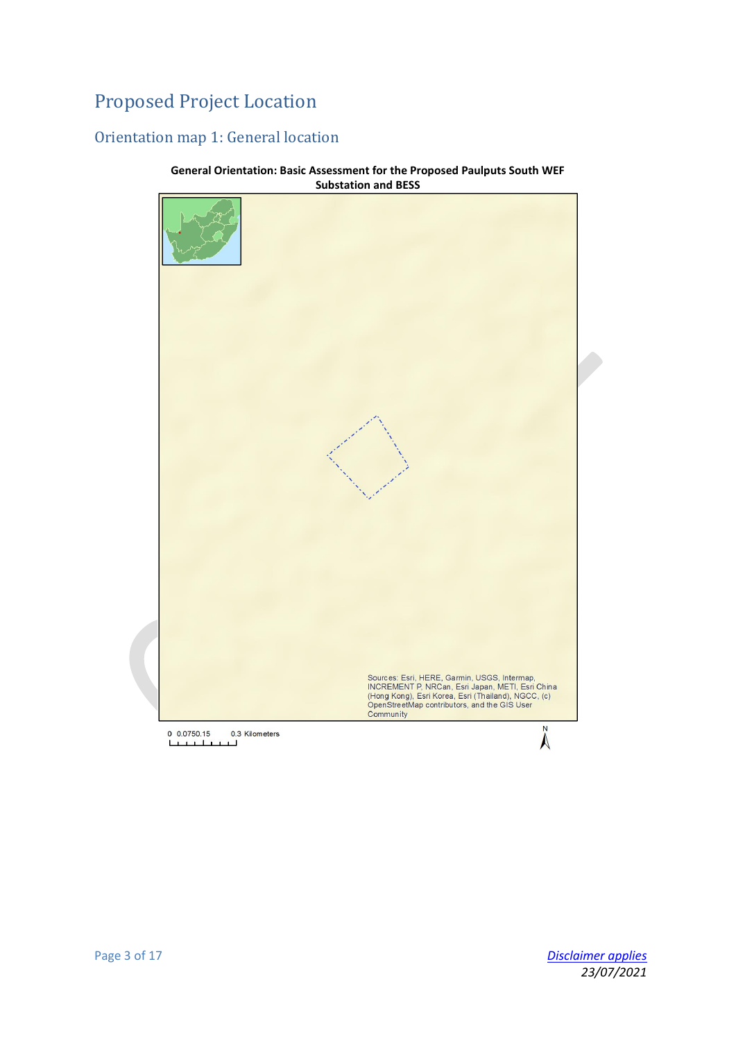# Proposed Project Location

## Orientation map 1: General location

**General Orientation: Basic Assessment for the Proposed Paulputs South WEF Substation and BESS**

Sources: Esri, HERE, Garmin, USGS, Intermap, INCREMENT P, NRCan, Esri Japan, METI, Esri China (Hong Kong), Esri Korea, Esri (Thailand), NGCC, (c) OpenStreetMap contributors, and the GIS User Community

0 0.075 0.15 0.3 Kilometers

N

[Disclaimer applies](#)
*23/07/2021*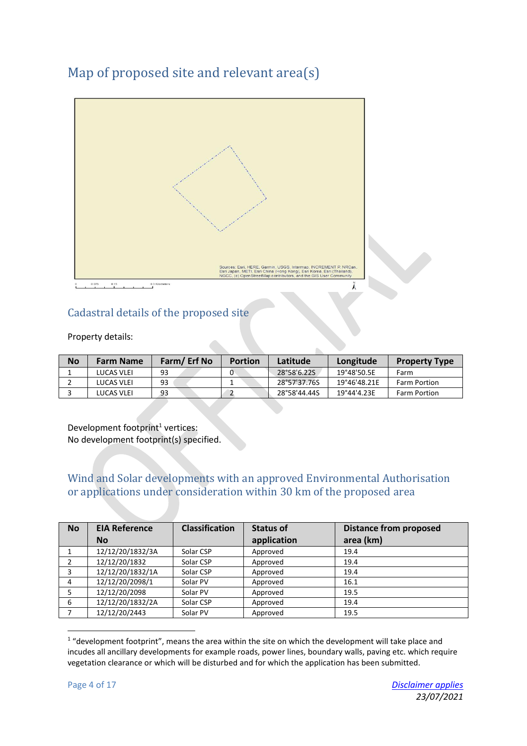## Map of proposed site and relevant area(s)

## Cadastral details of the proposed site

Property details:

| No | Farm Name | Farm/ Erf No | Portion | Latitude | Longitude | Property Type |
|---|---|---|---|---|---|---|
| 1 | LUCAS VLEI | 93 | 0 | 28°58'6.22S | 19°48'50.5E | Farm |
| 2 | LUCAS VLEI | 93 | 1 | 28°57'37.76S | 19°46'48.21E | Farm Portion |
| 3 | LUCAS VLEI | 93 | 2 | 28°58'44.44S | 19°44'4.23E | Farm Portion |

Development footprint[1] vertices:
No development footprint(s) specified.

## Wind and Solar developments with an approved Environmental Authorisation or applications under consideration within 30 km of the proposed area

| No | EIA Reference No | Classification | Status of application | Distance from proposed area (km) |
|---|---|---|---|---|
| 1 | 12/12/20/1832/3A | Solar CSP | Approved | 19.4 |
| 2 | 12/12/20/1832 | Solar CSP | Approved | 19.4 |
| 3 | 12/12/20/1832/1A | Solar CSP | Approved | 19.4 |
| 4 | 12/12/20/2098/1 | Solar PV | Approved | 16.1 |
| 5 | 12/12/20/2098 | Solar PV | Approved | 19.5 |
| 6 | 12/12/20/1832/2A | Solar CSP | Approved | 19.4 |
| 7 | 12/12/20/2443 | Solar PV | Approved | 19.5 |

[1] "development footprint", means the area within the site on which the development will take place and incudes all ancillary developments for example roads, power lines, boundary walls, paving etc. which require vegetation clearance or which will be disturbed and for which the application has been submitted.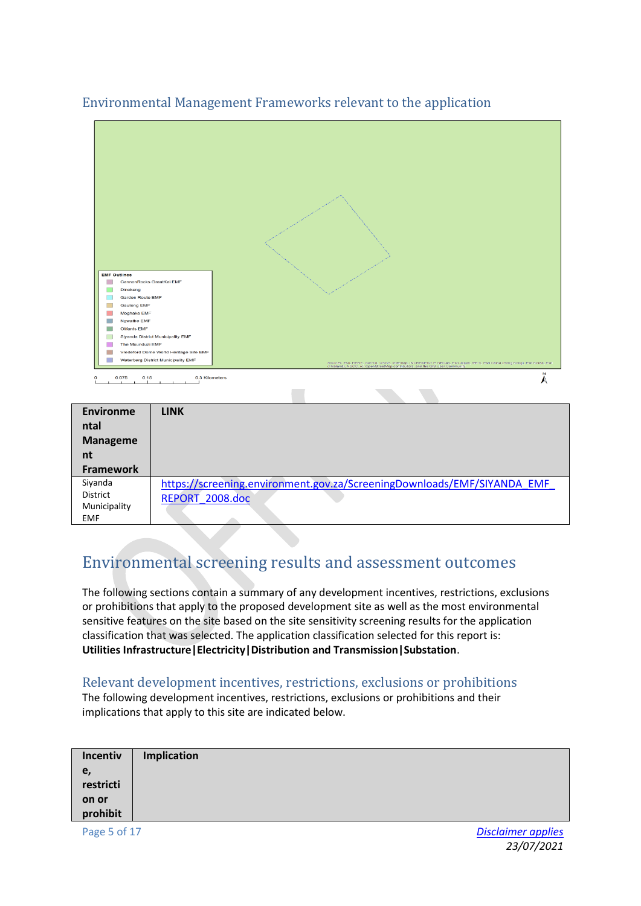## Environmental Management Frameworks relevant to the application

EMF Outlines
- CannonRocks GreatKei EMF
- Dinokeng
- Garden Route EMF
- Gauteng EMF
- Moghaka EMF
- Ngwathe EMF
- Olifants EMF
- Siyanda District Municipality EMF
- The Msunduzi EMF
- Vredefort Dome World Heritage Site EMF
- Waterberg District Municipality EMF

| Environmental Management Framework | LINK |
|---|---|
| Siyanda District Municipality EMF | https://screening.environment.gov.za/ScreeningDownloads/EMF/SIYANDA_EMF_REPORT_2008.doc |

# Environmental screening results and assessment outcomes

The following sections contain a summary of any development incentives, restrictions, exclusions or prohibitions that apply to the proposed development site as well as the most environmental sensitive features on the site based on the site sensitivity screening results for the application classification that was selected. The application classification selected for this report is: **Utilities Infrastructure|Electricity|Distribution and Transmission|Substation**.

## Relevant development incentives, restrictions, exclusions or prohibitions

The following development incentives, restrictions, exclusions or prohibitions and their implications that apply to this site are indicated below.

| Incentive, restriction or prohibit | Implication |
|---|---|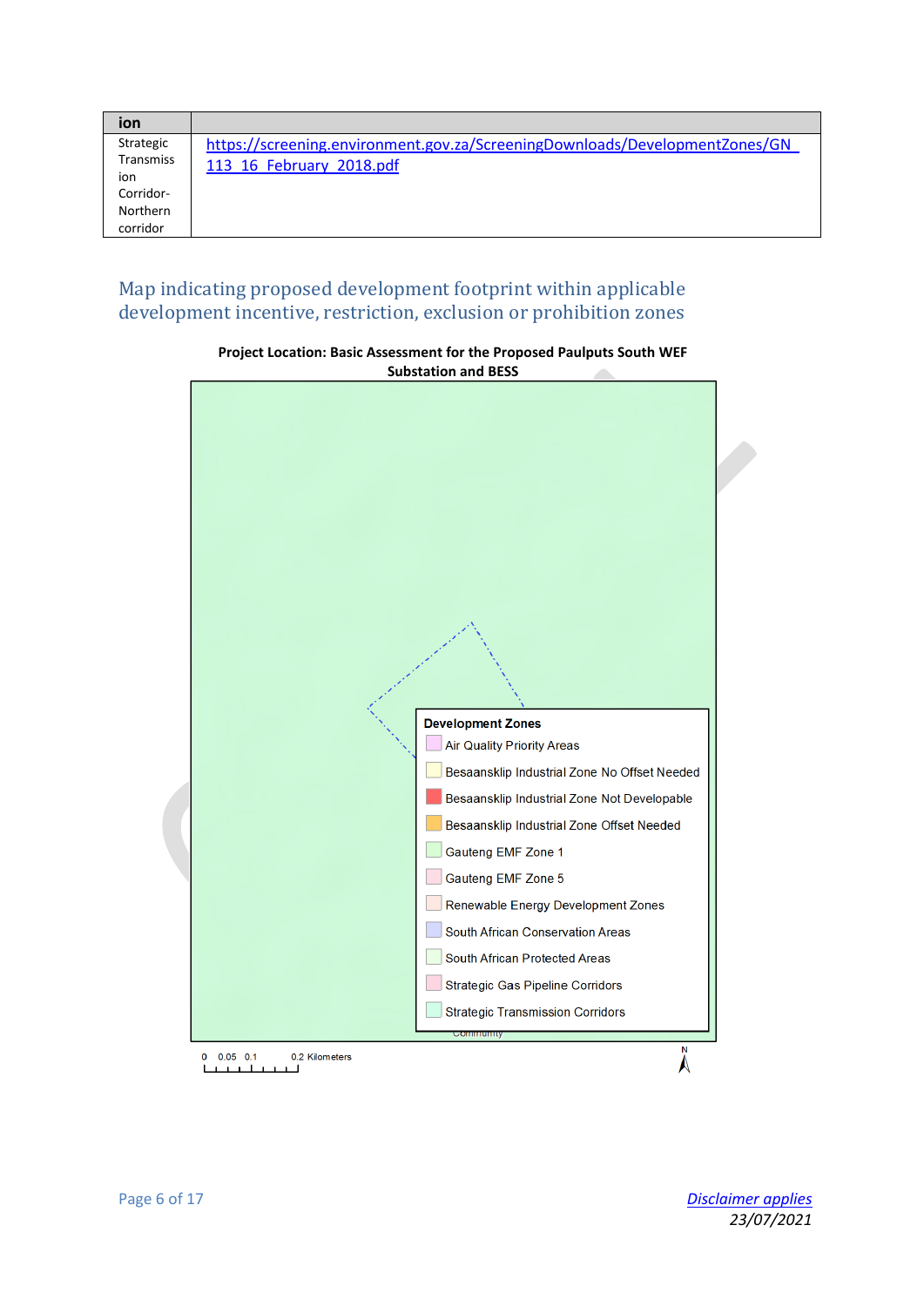| ion | |
|---|---|
| Strategic Transmission Corridor-Northern corridor | https://screening.environment.gov.za/ScreeningDownloads/DevelopmentZones/GN_113_16_February_2018.pdf |

## Map indicating proposed development footprint within applicable development incentive, restriction, exclusion or prohibition zones

**Project Location: Basic Assessment for the Proposed Paulputs South WEF Substation and BESS**

**Development Zones**

- Air Quality Priority Areas
- Besaansklip Industrial Zone No Offset Needed
- Besaansklip Industrial Zone Not Developable
- Besaansklip Industrial Zone Offset Needed
- Gauteng EMF Zone 1
- Gauteng EMF Zone 5
- Renewable Energy Development Zones
- South African Conservation Areas
- South African Protected Areas
- Strategic Gas Pipeline Corridors
- Strategic Transmission Corridors

0 0.05 0.1 0.2 Kilometers

N

*Disclaimer applies*
*23/07/2021*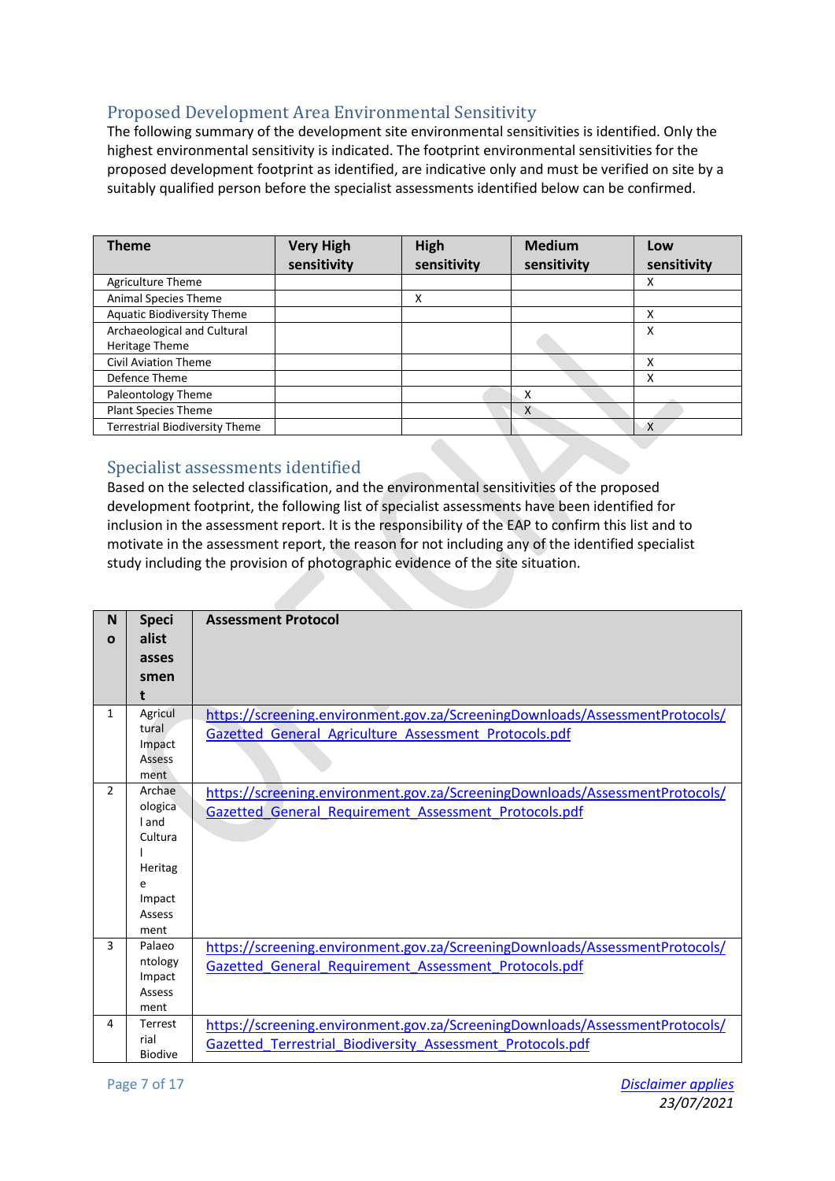## Proposed Development Area Environmental Sensitivity

The following summary of the development site environmental sensitivities is identified. Only the highest environmental sensitivity is indicated. The footprint environmental sensitivities for the proposed development footprint as identified, are indicative only and must be verified on site by a suitably qualified person before the specialist assessments identified below can be confirmed.

| Theme | Very High sensitivity | High sensitivity | Medium sensitivity | Low sensitivity |
|---|---|---|---|---|
| Agriculture Theme | | | | X |
| Animal Species Theme | | X | | |
| Aquatic Biodiversity Theme | | | | X |
| Archaeological and Cultural Heritage Theme | | | | X |
| Civil Aviation Theme | | | | X |
| Defence Theme | | | | X |
| Paleontology Theme | | | X | |
| Plant Species Theme | | | X | |
| Terrestrial Biodiversity Theme | | | | X |

## Specialist assessments identified

Based on the selected classification, and the environmental sensitivities of the proposed development footprint, the following list of specialist assessments have been identified for inclusion in the assessment report. It is the responsibility of the EAP to confirm this list and to motivate in the assessment report, the reason for not including any of the identified specialist study including the provision of photographic evidence of the site situation.

| No | Specialist assessment | Assessment Protocol |
|---|---|---|
| 1 | Agricultural Impact Assessment | https://screening.environment.gov.za/ScreeningDownloads/AssessmentProtocols/Gazetted_General_Agriculture_Assessment_Protocols.pdf |
| 2 | Archaeological and Cultural Heritage Impact Assessment | https://screening.environment.gov.za/ScreeningDownloads/AssessmentProtocols/Gazetted_General_Requirement_Assessment_Protocols.pdf |
| 3 | Palaeontology Impact Assessment | https://screening.environment.gov.za/ScreeningDownloads/AssessmentProtocols/Gazetted_General_Requirement_Assessment_Protocols.pdf |
| 4 | Terrestrial Biodive | https://screening.environment.gov.za/ScreeningDownloads/AssessmentProtocols/Gazetted_Terrestrial_Biodiversity_Assessment_Protocols.pdf |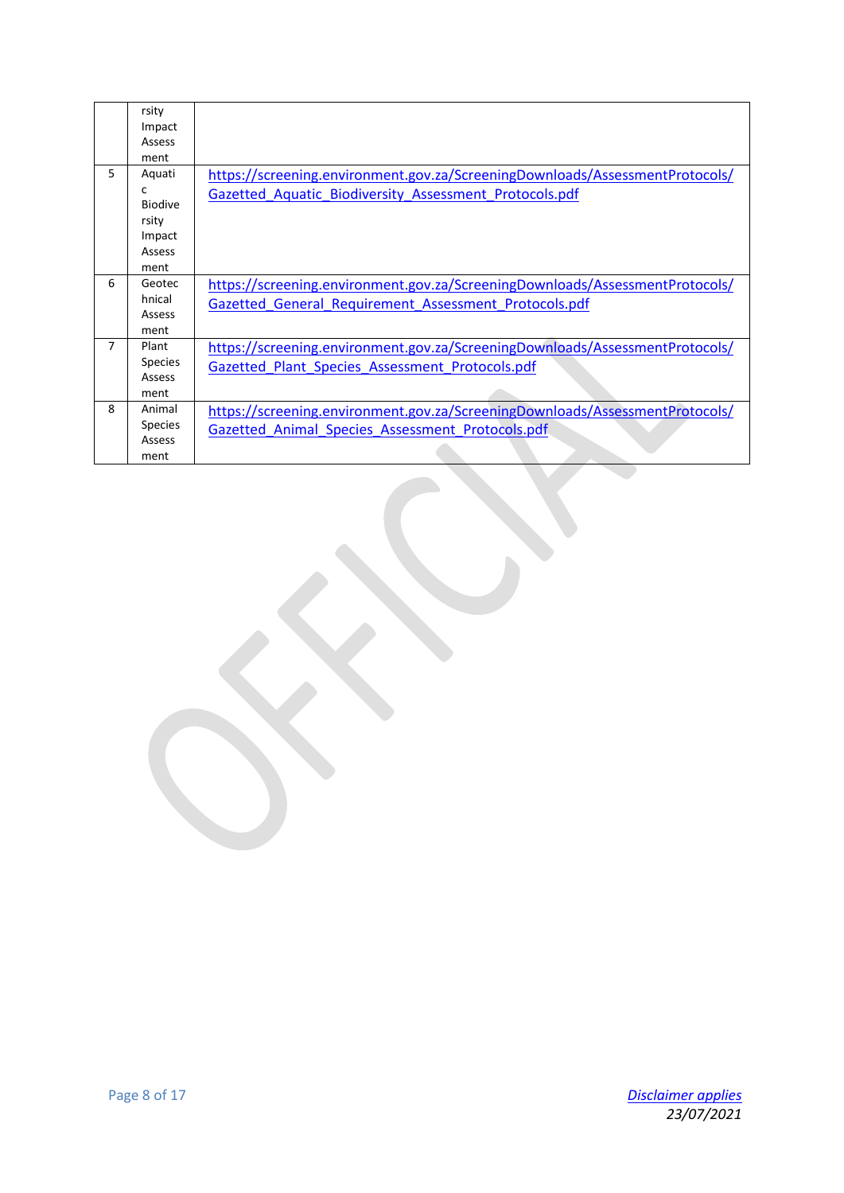|  |  |  |
|---|---|---|
|  | rsity Impact Assessment |  |
| 5 | Aquatic Biodiversity Impact Assessment | https://screening.environment.gov.za/ScreeningDownloads/AssessmentProtocols/Gazetted_Aquatic_Biodiversity_Assessment_Protocols.pdf |
| 6 | Geotechnical Assessment | https://screening.environment.gov.za/ScreeningDownloads/AssessmentProtocols/Gazetted_General_Requirement_Assessment_Protocols.pdf |
| 7 | Plant Species Assessment | https://screening.environment.gov.za/ScreeningDownloads/AssessmentProtocols/Gazetted_Plant_Species_Assessment_Protocols.pdf |
| 8 | Animal Species Assessment | https://screening.environment.gov.za/ScreeningDownloads/AssessmentProtocols/Gazetted_Animal_Species_Assessment_Protocols.pdf |

*Disclaimer applies*
*23/07/2021*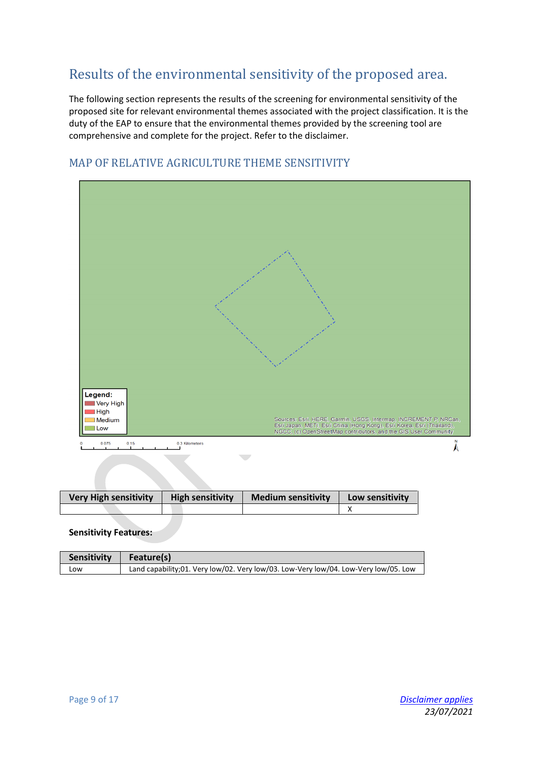## Results of the environmental sensitivity of the proposed area.

The following section represents the results of the screening for environmental sensitivity of the proposed site for relevant environmental themes associated with the project classification. It is the duty of the EAP to ensure that the environmental themes provided by the screening tool are comprehensive and complete for the project. Refer to the disclaimer.

### MAP OF RELATIVE AGRICULTURE THEME SENSITIVITY

| Very High sensitivity | High sensitivity | Medium sensitivity | Low sensitivity |
|---|---|---|---|
| | | | X |

**Sensitivity Features:**

| Sensitivity | Feature(s) |
|---|---|
| Low | Land capability;01. Very low/02. Very low/03. Low-Very low/04. Low-Very low/05. Low |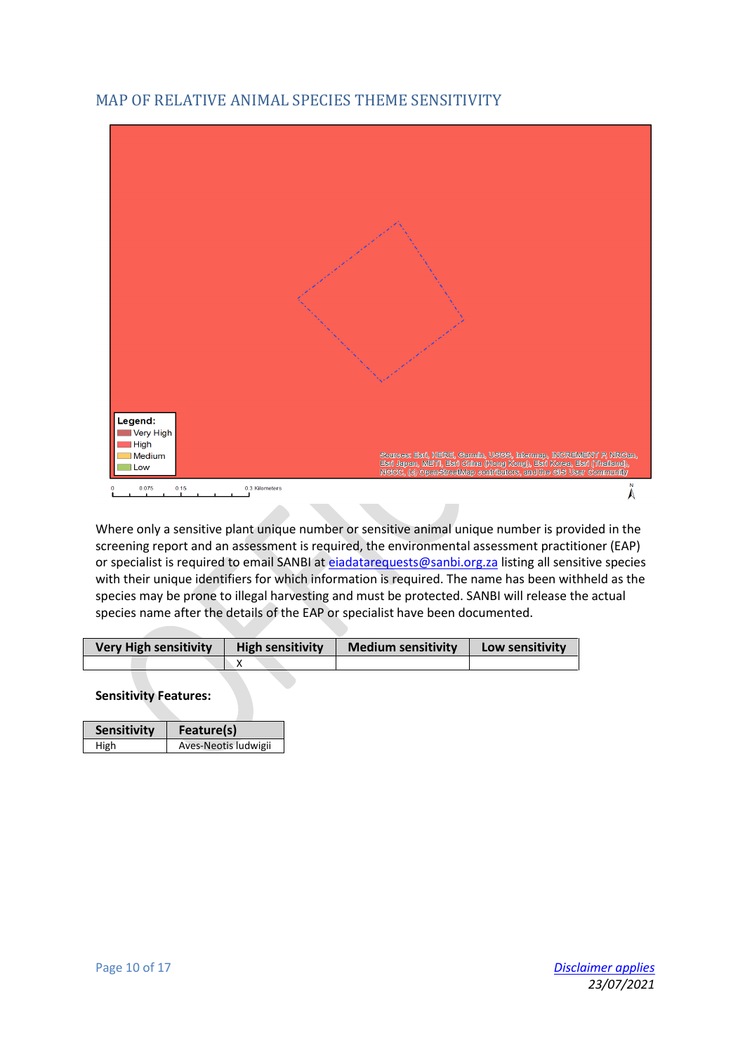## MAP OF RELATIVE ANIMAL SPECIES THEME SENSITIVITY

Where only a sensitive plant unique number or sensitive animal unique number is provided in the screening report and an assessment is required, the environmental assessment practitioner (EAP) or specialist is required to email SANBI at eiadatarequests@sanbi.org.za listing all sensitive species with their unique identifiers for which information is required. The name has been withheld as the species may be prone to illegal harvesting and must be protected. SANBI will release the actual species name after the details of the EAP or specialist have been documented.

| Very High sensitivity | High sensitivity | Medium sensitivity | Low sensitivity |
|---|---|---|---|
| | X | | |

**Sensitivity Features:**

| Sensitivity | Feature(s) |
|---|---|
| High | Aves-Neotis ludwigii |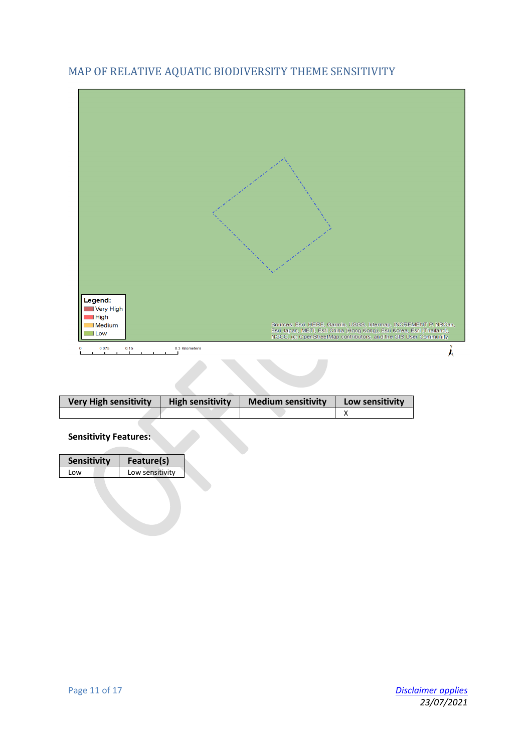## MAP OF RELATIVE AQUATIC BIODIVERSITY THEME SENSITIVITY

Legend:
Very High
High
Medium
Low

Sources: Esri, HERE, Garmin, USGS, Intermap, INCREMENT P, NRCan, Esri Japan, METI, Esri China (Hong Kong), Esri Korea, Esri (Thailand), NGCC, (c) OpenStreetMap contributors, and the GIS User Community

0 0.075 0.15 0.3 Kilometers

N

| Very High sensitivity | High sensitivity | Medium sensitivity | Low sensitivity |
|---|---|---|---|
| | | | X |

**Sensitivity Features:**

| Sensitivity | Feature(s) |
|---|---|
| Low | Low sensitivity |

[Disclaimer applies](#)
*23/07/2021*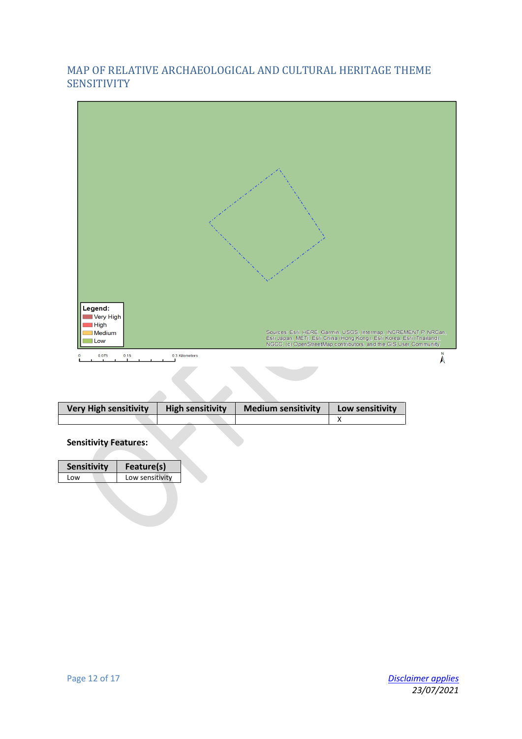## MAP OF RELATIVE ARCHAEOLOGICAL AND CULTURAL HERITAGE THEME SENSITIVITY

Legend:
- Very High
- High
- Medium
- Low

Sources: Esri, HERE, Garmin, USGS, Intermap, INCREMENT P, NRCan, Esri Japan, METI, Esri China (Hong Kong), Esri Korea, Esri (Thailand), NGCC, (c) OpenStreetMap contributors, and the GIS User Community

0 0.075 0.15 0.3 Kilometers

| Very High sensitivity | High sensitivity | Medium sensitivity | Low sensitivity |
|---|---|---|---|
| | | | X |

**Sensitivity Features:**

| Sensitivity | Feature(s) |
|---|---|
| Low | Low sensitivity |

[Disclaimer applies](#)

*23/07/2021*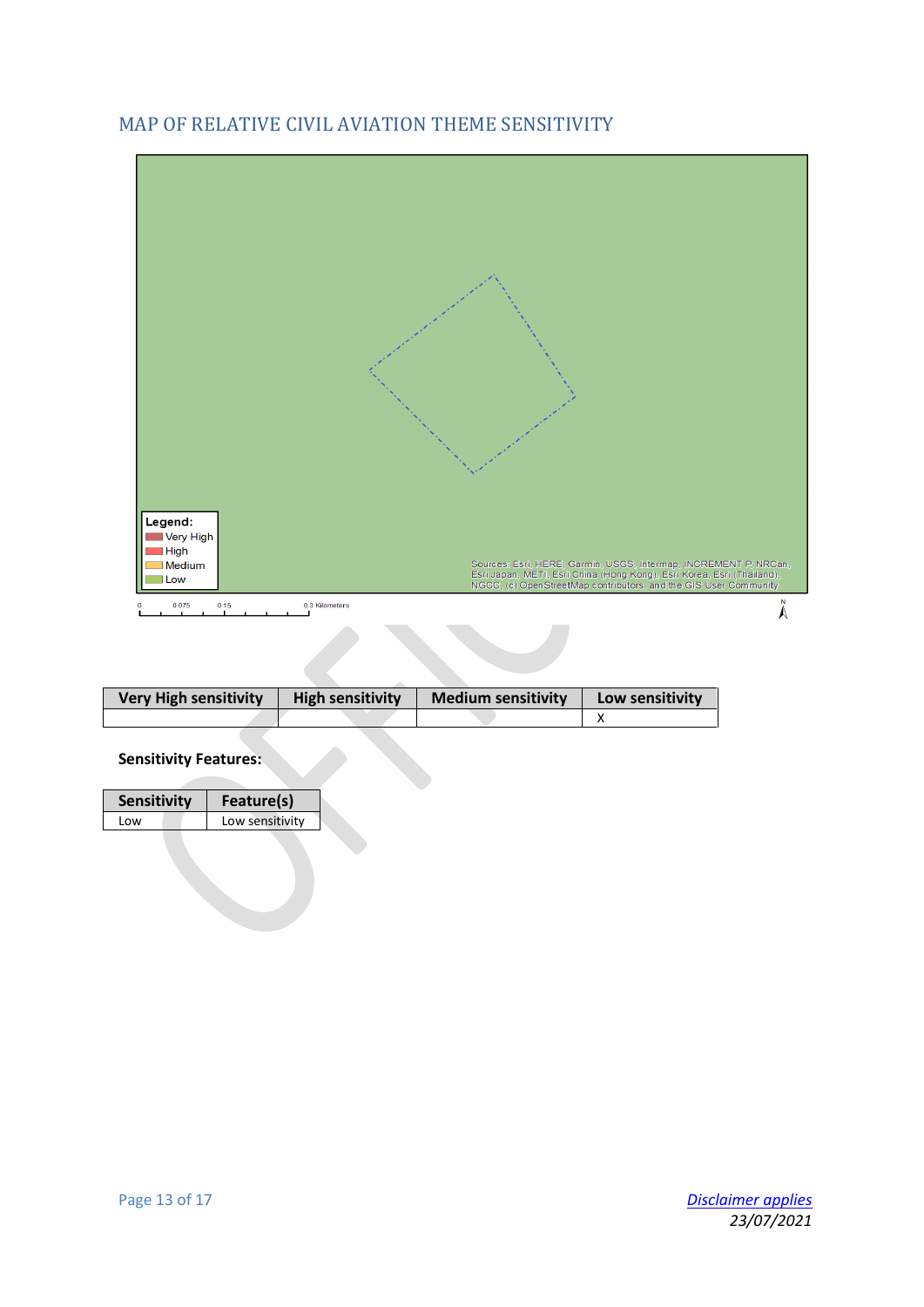## MAP OF RELATIVE CIVIL AVIATION THEME SENSITIVITY

| Very High sensitivity | High sensitivity | Medium sensitivity | Low sensitivity |
|---|---|---|---|
| | | | X |

**Sensitivity Features:**

| Sensitivity | Feature(s) |
|---|---|
| Low | Low sensitivity |

[Disclaimer applies](#)
*23/07/2021*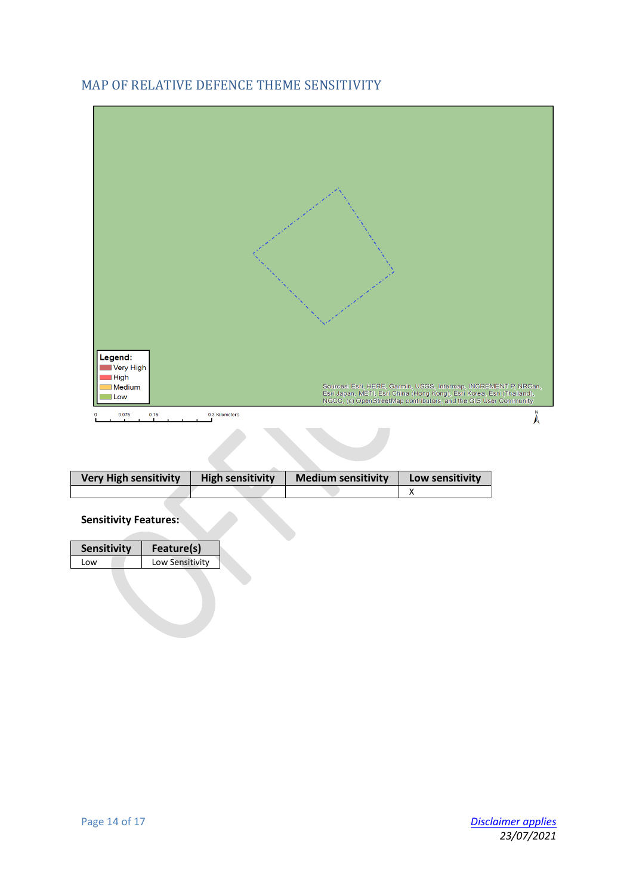## MAP OF RELATIVE DEFENCE THEME SENSITIVITY

Legend:
Very High
High
Medium
Low

Sources: Esri, HERE, Garmin, USGS, Intermap, INCREMENT P, NRCan, Esri Japan, METI, Esri China (Hong Kong), Esri Korea, Esri (Thailand), NGCC, (c) OpenStreetMap contributors, and the GIS User Community

0 0.075 0.15 0.3 Kilometers

| Very High sensitivity | High sensitivity | Medium sensitivity | Low sensitivity |
|---|---|---|---|
| | | | X |

**Sensitivity Features:**

| Sensitivity | Feature(s) |
|---|---|
| Low | Low Sensitivity |

[Disclaimer applies](#)
*23/07/2021*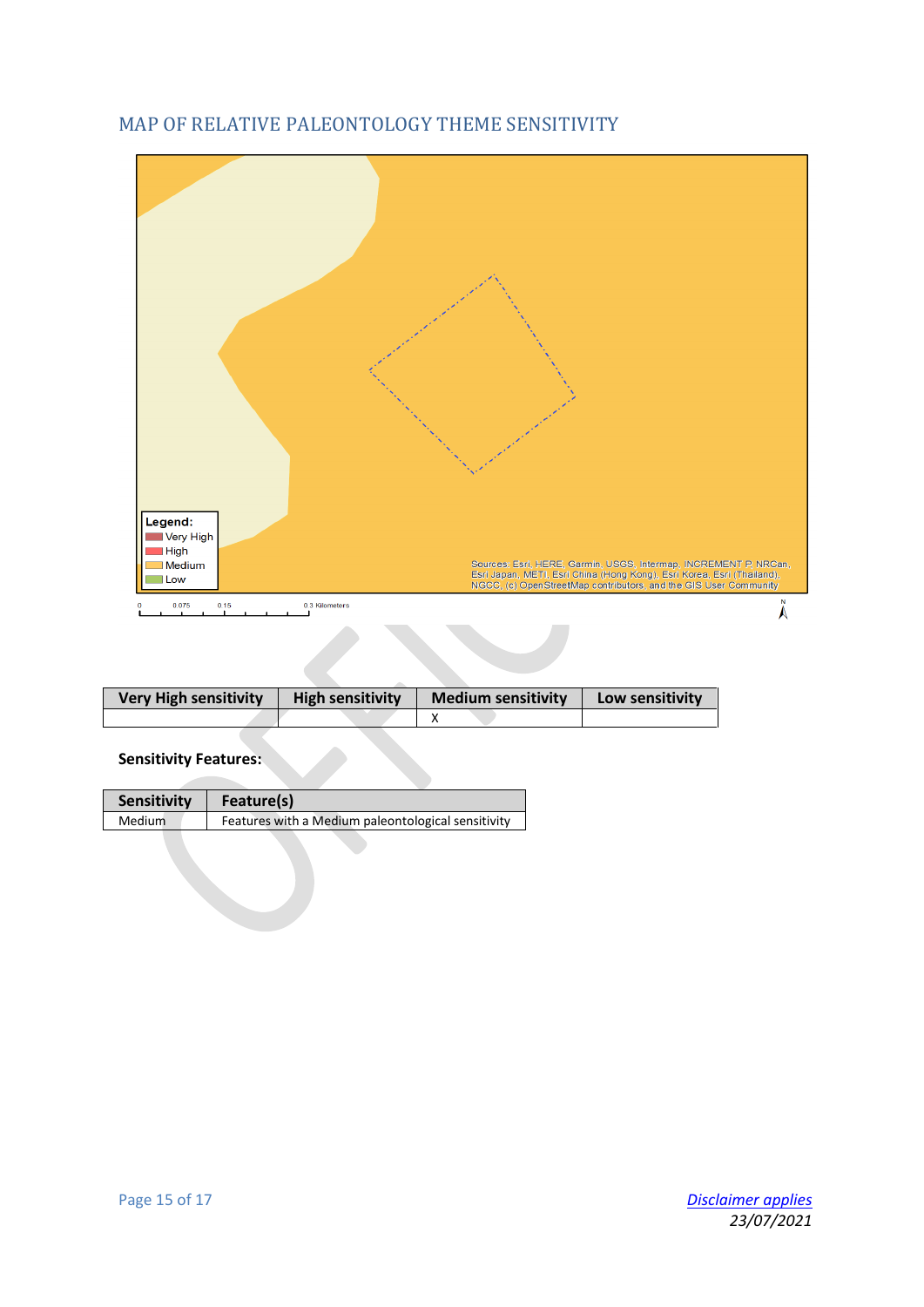## MAP OF RELATIVE PALEONTOLOGY THEME SENSITIVITY

| Very High sensitivity | High sensitivity | Medium sensitivity | Low sensitivity |
|---|---|---|---|
| | | X | |

**Sensitivity Features:**

| Sensitivity | Feature(s) |
|---|---|
| Medium | Features with a Medium paleontological sensitivity |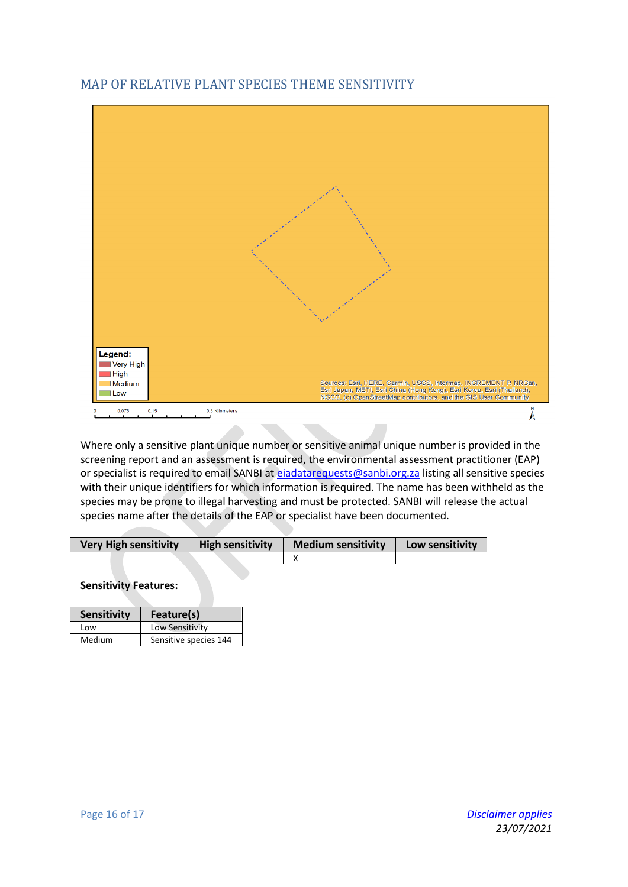## MAP OF RELATIVE PLANT SPECIES THEME SENSITIVITY

Legend:
- Very High
- High
- Medium
- Low

Sources: Esri, HERE, Garmin, USGS, Intermap, INCREMENT P, NRCan, Esri Japan, METI, Esri China (Hong Kong), Esri Korea, Esri (Thailand), NGCC, (c) OpenStreetMap contributors, and the GIS User Community

0 0.075 0.15 0.3 Kilometers

Where only a sensitive plant unique number or sensitive animal unique number is provided in the screening report and an assessment is required, the environmental assessment practitioner (EAP) or specialist is required to email SANBI at eiadatarequests@sanbi.org.za listing all sensitive species with their unique identifiers for which information is required. The name has been withheld as the species may be prone to illegal harvesting and must be protected. SANBI will release the actual species name after the details of the EAP or specialist have been documented.

| Very High sensitivity | High sensitivity | Medium sensitivity | Low sensitivity |
|---|---|---|---|
| | | X | |

**Sensitivity Features:**

| Sensitivity | Feature(s) |
|---|---|
| Low | Low Sensitivity |
| Medium | Sensitive species 144 |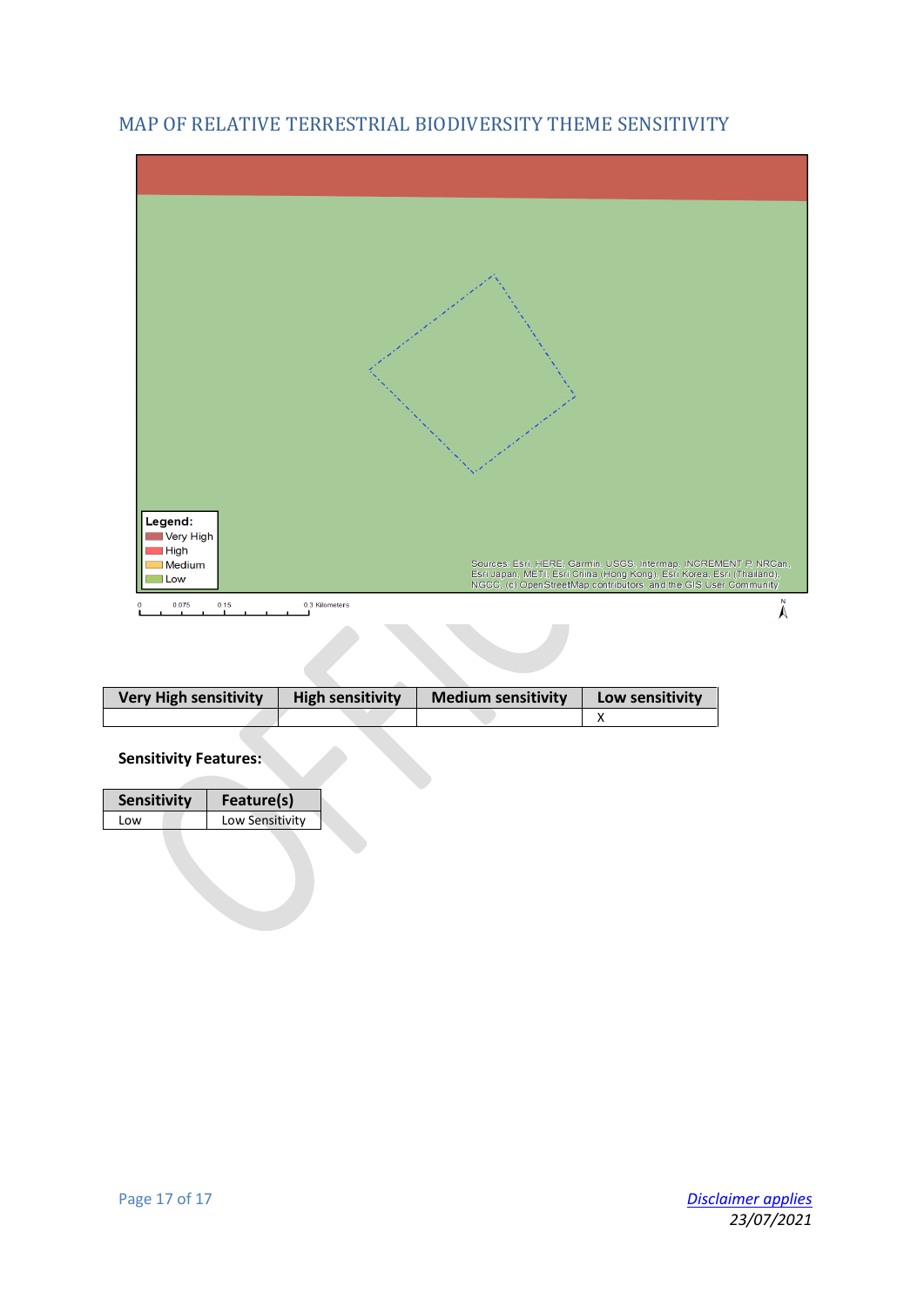## MAP OF RELATIVE TERRESTRIAL BIODIVERSITY THEME SENSITIVITY

Legend:
Very High
High
Medium
Low

Sources: Esri, HERE, Garmin, USGS, Intermap, INCREMENT P, NRCan, Esri Japan, METI, Esri China (Hong Kong), Esri Korea, Esri (Thailand), NGCC, (c) OpenStreetMap contributors, and the GIS User Community

0 0.075 0.15 0.3 Kilometers

N

| Very High sensitivity | High sensitivity | Medium sensitivity | Low sensitivity |
|---|---|---|---|
| | | | X |

**Sensitivity Features:**

| Sensitivity | Feature(s) |
|---|---|
| Low | Low Sensitivity |

[Disclaimer applies](#)
*23/07/2021*